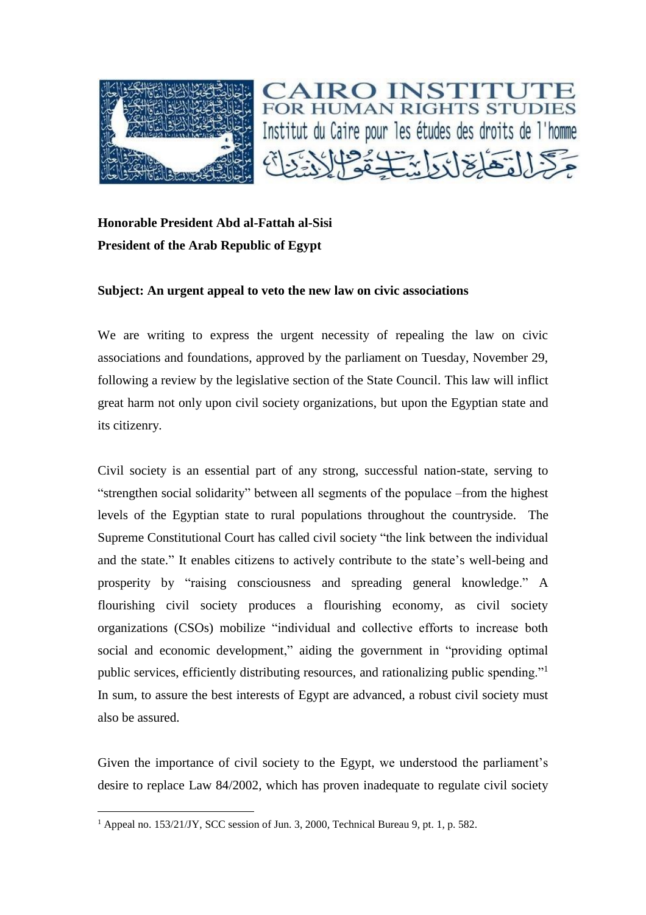CAIRO INSTITUTE FOR HUMAN RIGHTS STUDIES
Institut du Caire pour les études des droits de l'homme
مركز القاهرة لدراسات حقوق الإنسان

**Honorable President Abd al-Fattah al-Sisi**
**President of the Arab Republic of Egypt**

**Subject: An urgent appeal to veto the new law on civic associations**

We are writing to express the urgent necessity of repealing the law on civic associations and foundations, approved by the parliament on Tuesday, November 29, following a review by the legislative section of the State Council. This law will inflict great harm not only upon civil society organizations, but upon the Egyptian state and its citizenry.

Civil society is an essential part of any strong, successful nation-state, serving to "strengthen social solidarity" between all segments of the populace –from the highest levels of the Egyptian state to rural populations throughout the countryside. The Supreme Constitutional Court has called civil society "the link between the individual and the state." It enables citizens to actively contribute to the state's well-being and prosperity by "raising consciousness and spreading general knowledge." A flourishing civil society produces a flourishing economy, as civil society organizations (CSOs) mobilize "individual and collective efforts to increase both social and economic development," aiding the government in "providing optimal public services, efficiently distributing resources, and rationalizing public spending."[1] In sum, to assure the best interests of Egypt are advanced, a robust civil society must also be assured.

Given the importance of civil society to the Egypt, we understood the parliament's desire to replace Law 84/2002, which has proven inadequate to regulate civil society

[1] Appeal no. 153/21/JY, SCC session of Jun. 3, 2000, Technical Bureau 9, pt. 1, p. 582.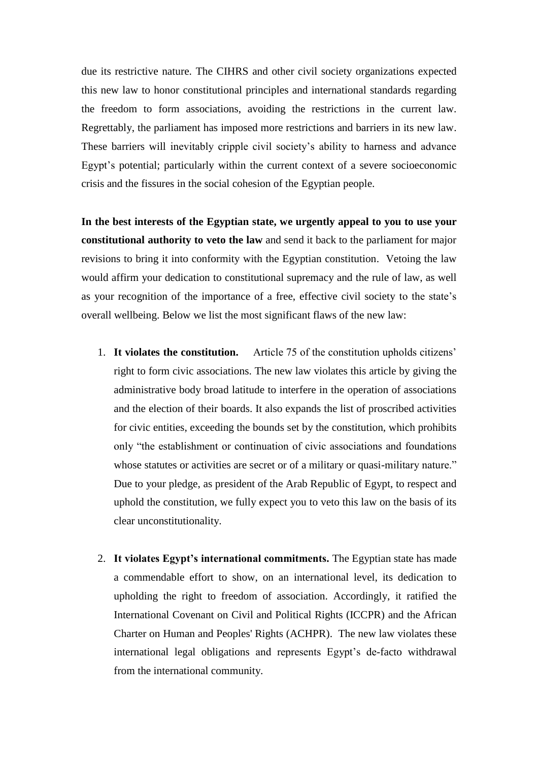due its restrictive nature. The CIHRS and other civil society organizations expected this new law to honor constitutional principles and international standards regarding the freedom to form associations, avoiding the restrictions in the current law. Regrettably, the parliament has imposed more restrictions and barriers in its new law. These barriers will inevitably cripple civil society's ability to harness and advance Egypt's potential; particularly within the current context of a severe socioeconomic crisis and the fissures in the social cohesion of the Egyptian people.

**In the best interests of the Egyptian state, we urgently appeal to you to use your constitutional authority to veto the law** and send it back to the parliament for major revisions to bring it into conformity with the Egyptian constitution. Vetoing the law would affirm your dedication to constitutional supremacy and the rule of law, as well as your recognition of the importance of a free, effective civil society to the state's overall wellbeing. Below we list the most significant flaws of the new law:

1. **It violates the constitution.** Article 75 of the constitution upholds citizens' right to form civic associations. The new law violates this article by giving the administrative body broad latitude to interfere in the operation of associations and the election of their boards. It also expands the list of proscribed activities for civic entities, exceeding the bounds set by the constitution, which prohibits only "the establishment or continuation of civic associations and foundations whose statutes or activities are secret or of a military or quasi-military nature." Due to your pledge, as president of the Arab Republic of Egypt, to respect and uphold the constitution, we fully expect you to veto this law on the basis of its clear unconstitutionality.

2. **It violates Egypt's international commitments.** The Egyptian state has made a commendable effort to show, on an international level, its dedication to upholding the right to freedom of association. Accordingly, it ratified the International Covenant on Civil and Political Rights (ICCPR) and the African Charter on Human and Peoples' Rights (ACHPR). The new law violates these international legal obligations and represents Egypt's de-facto withdrawal from the international community.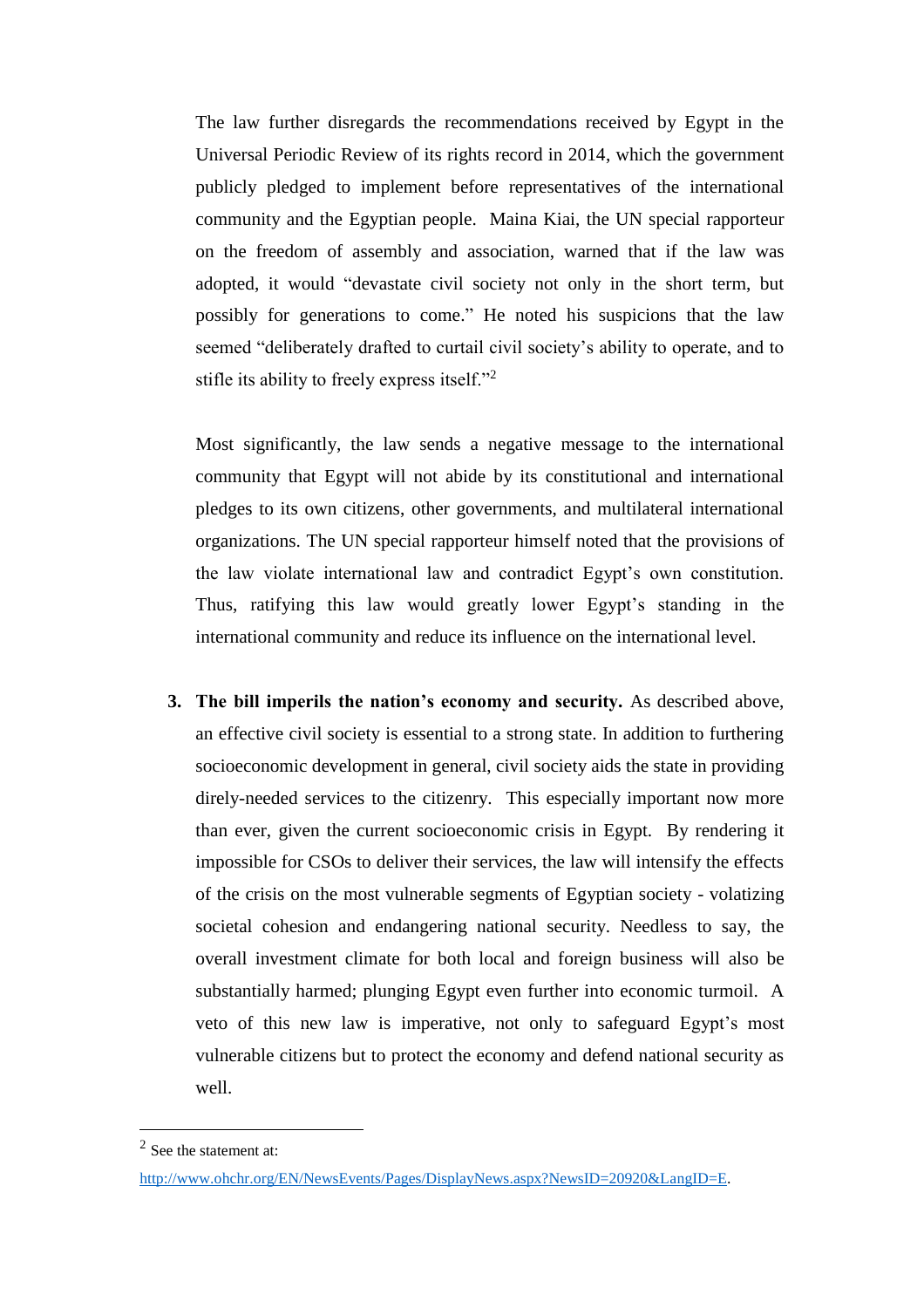The law further disregards the recommendations received by Egypt in the Universal Periodic Review of its rights record in 2014, which the government publicly pledged to implement before representatives of the international community and the Egyptian people. Maina Kiai, the UN special rapporteur on the freedom of assembly and association, warned that if the law was adopted, it would "devastate civil society not only in the short term, but possibly for generations to come." He noted his suspicions that the law seemed "deliberately drafted to curtail civil society's ability to operate, and to stifle its ability to freely express itself."[2]

Most significantly, the law sends a negative message to the international community that Egypt will not abide by its constitutional and international pledges to its own citizens, other governments, and multilateral international organizations. The UN special rapporteur himself noted that the provisions of the law violate international law and contradict Egypt's own constitution. Thus, ratifying this law would greatly lower Egypt's standing in the international community and reduce its influence on the international level.

3. **The bill imperils the nation's economy and security.** As described above, an effective civil society is essential to a strong state. In addition to furthering socioeconomic development in general, civil society aids the state in providing direly-needed services to the citizenry. This especially important now more than ever, given the current socioeconomic crisis in Egypt. By rendering it impossible for CSOs to deliver their services, the law will intensify the effects of the crisis on the most vulnerable segments of Egyptian society - volatizing societal cohesion and endangering national security. Needless to say, the overall investment climate for both local and foreign business will also be substantially harmed; plunging Egypt even further into economic turmoil. A veto of this new law is imperative, not only to safeguard Egypt's most vulnerable citizens but to protect the economy and defend national security as well.

---

[2] See the statement at: http://www.ohchr.org/EN/NewsEvents/Pages/DisplayNews.aspx?NewsID=20920&LangID=E.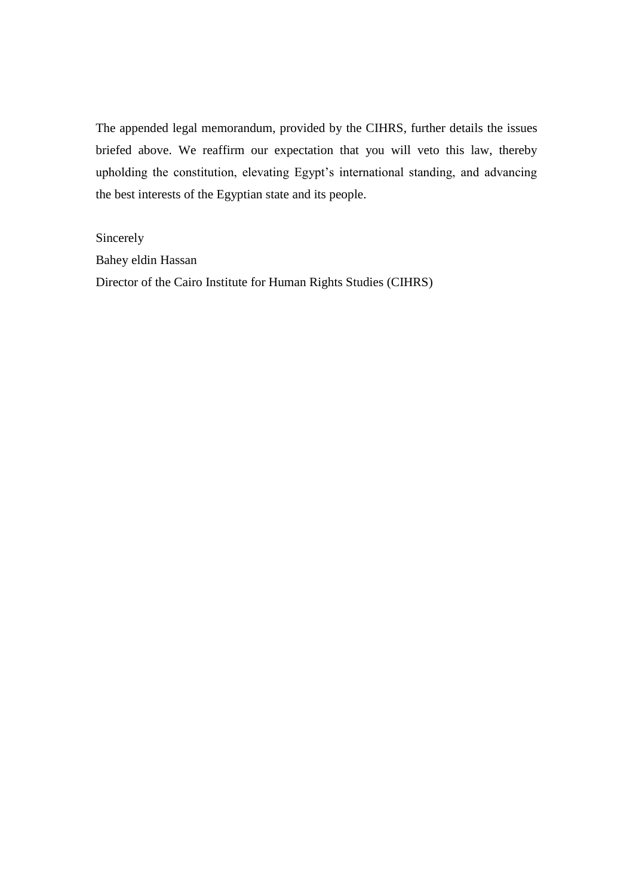The appended legal memorandum, provided by the CIHRS, further details the issues briefed above. We reaffirm our expectation that you will veto this law, thereby upholding the constitution, elevating Egypt's international standing, and advancing the best interests of the Egyptian state and its people.

Sincerely
Bahey eldin Hassan
Director of the Cairo Institute for Human Rights Studies (CIHRS)